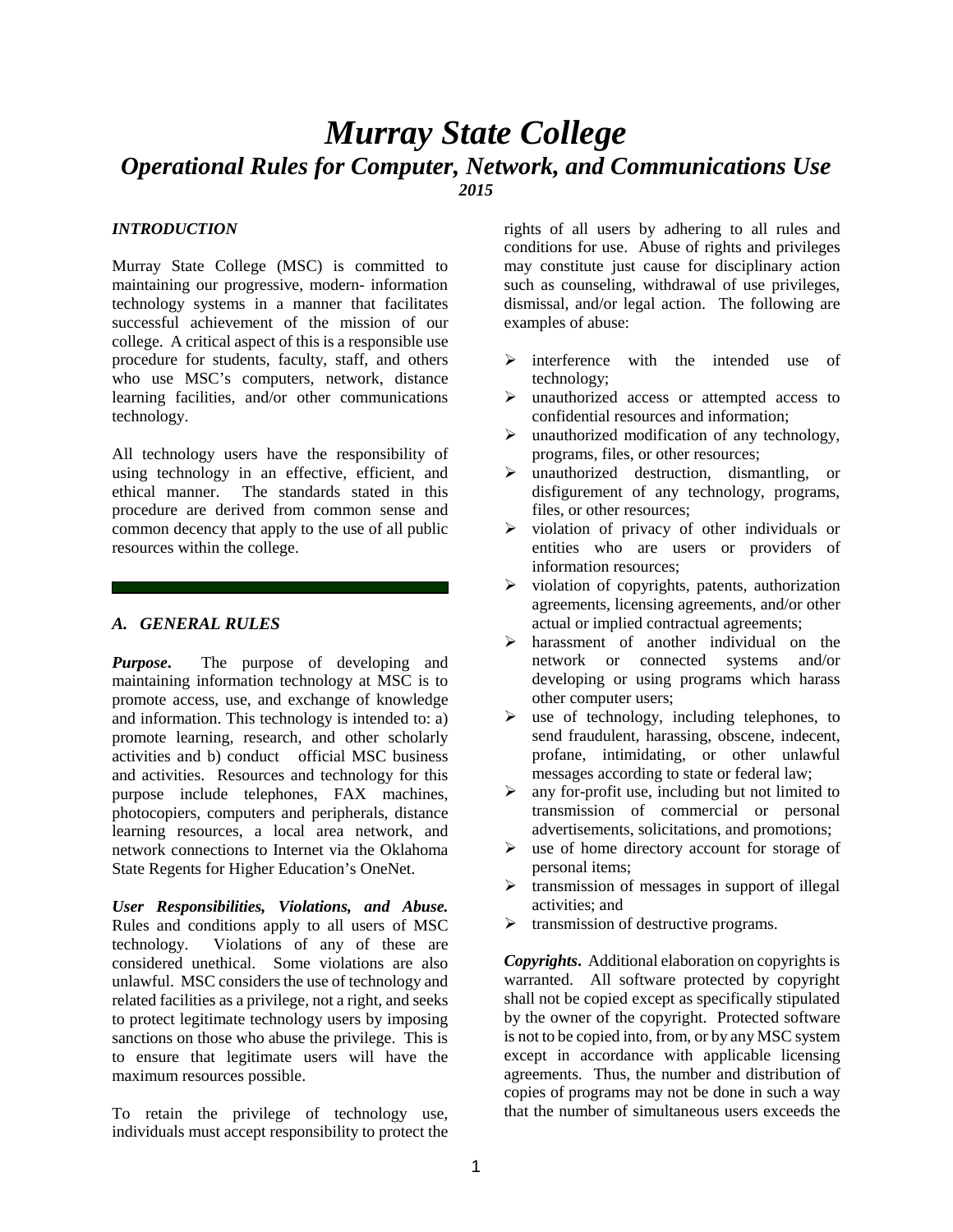# *Murray State College*

## *Operational Rules for Computer, Network, and Communications Use*

***2015***

### *INTRODUCTION*

Murray State College (MSC) is committed to maintaining our progressive, modern- information technology systems in a manner that facilitates successful achievement of the mission of our college. A critical aspect of this is a responsible use procedure for students, faculty, staff, and others who use MSC's computers, network, distance learning facilities, and/or other communications technology.

All technology users have the responsibility of using technology in an effective, efficient, and ethical manner. The standards stated in this procedure are derived from common sense and common decency that apply to the use of all public resources within the college.

### *A. GENERAL RULES*

***Purpose***. The purpose of developing and maintaining information technology at MSC is to promote access, use, and exchange of knowledge and information. This technology is intended to: a) promote learning, research, and other scholarly activities and b) conduct official MSC business and activities. Resources and technology for this purpose include telephones, FAX machines, photocopiers, computers and peripherals, distance learning resources, a local area network, and network connections to Internet via the Oklahoma State Regents for Higher Education's OneNet.

***User Responsibilities, Violations, and Abuse.*** Rules and conditions apply to all users of MSC technology. Violations of any of these are considered unethical. Some violations are also unlawful. MSC considers the use of technology and related facilities as a privilege, not a right, and seeks to protect legitimate technology users by imposing sanctions on those who abuse the privilege. This is to ensure that legitimate users will have the maximum resources possible.

To retain the privilege of technology use, individuals must accept responsibility to protect the rights of all users by adhering to all rules and conditions for use. Abuse of rights and privileges may constitute just cause for disciplinary action such as counseling, withdrawal of use privileges, dismissal, and/or legal action. The following are examples of abuse:

- interference with the intended use of technology;
- unauthorized access or attempted access to confidential resources and information;
- unauthorized modification of any technology, programs, files, or other resources;
- unauthorized destruction, dismantling, or disfigurement of any technology, programs, files, or other resources;
- violation of privacy of other individuals or entities who are users or providers of information resources;
- violation of copyrights, patents, authorization agreements, licensing agreements, and/or other actual or implied contractual agreements;
- harassment of another individual on the network or connected systems and/or developing or using programs which harass other computer users;
- use of technology, including telephones, to send fraudulent, harassing, obscene, indecent, profane, intimidating, or other unlawful messages according to state or federal law;
- any for-profit use, including but not limited to transmission of commercial or personal advertisements, solicitations, and promotions;
- use of home directory account for storage of personal items;
- transmission of messages in support of illegal activities; and
- transmission of destructive programs.

***Copyrights***. Additional elaboration on copyrights is warranted. All software protected by copyright shall not be copied except as specifically stipulated by the owner of the copyright. Protected software is not to be copied into, from, or by any MSC system except in accordance with applicable licensing agreements. Thus, the number and distribution of copies of programs may not be done in such a way that the number of simultaneous users exceeds the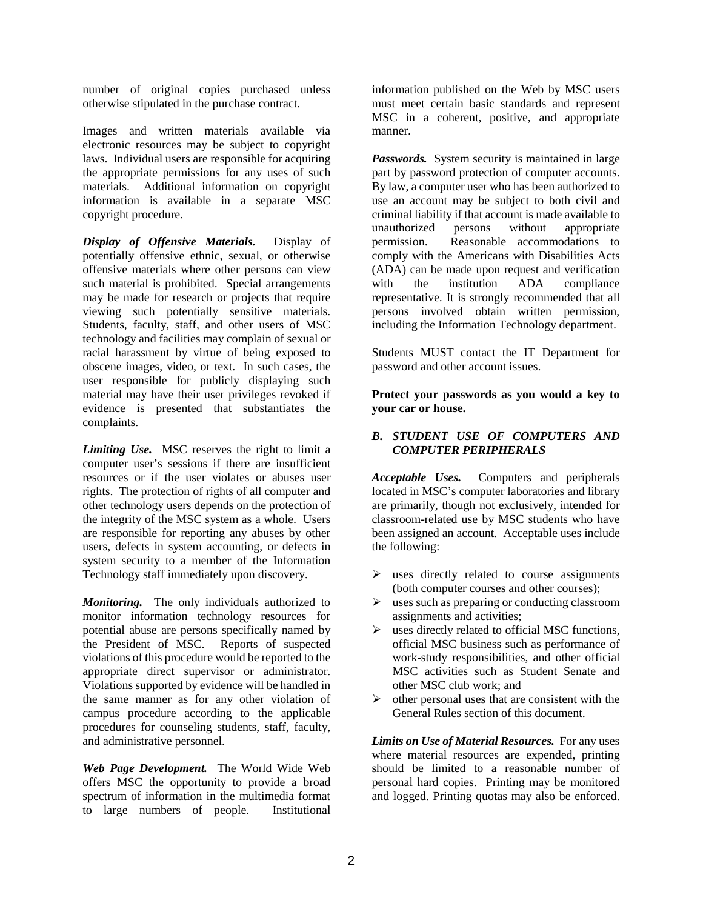number of original copies purchased unless otherwise stipulated in the purchase contract.

Images and written materials available via electronic resources may be subject to copyright laws. Individual users are responsible for acquiring the appropriate permissions for any uses of such materials. Additional information on copyright information is available in a separate MSC copyright procedure.

***Display of Offensive Materials.*** Display of potentially offensive ethnic, sexual, or otherwise offensive materials where other persons can view such material is prohibited. Special arrangements may be made for research or projects that require viewing such potentially sensitive materials. Students, faculty, staff, and other users of MSC technology and facilities may complain of sexual or racial harassment by virtue of being exposed to obscene images, video, or text. In such cases, the user responsible for publicly displaying such material may have their user privileges revoked if evidence is presented that substantiates the complaints.

***Limiting Use.*** MSC reserves the right to limit a computer user's sessions if there are insufficient resources or if the user violates or abuses user rights. The protection of rights of all computer and other technology users depends on the protection of the integrity of the MSC system as a whole. Users are responsible for reporting any abuses by other users, defects in system accounting, or defects in system security to a member of the Information Technology staff immediately upon discovery.

***Monitoring.*** The only individuals authorized to monitor information technology resources for potential abuse are persons specifically named by the President of MSC. Reports of suspected violations of this procedure would be reported to the appropriate direct supervisor or administrator. Violations supported by evidence will be handled in the same manner as for any other violation of campus procedure according to the applicable procedures for counseling students, staff, faculty, and administrative personnel.

***Web Page Development.*** The World Wide Web offers MSC the opportunity to provide a broad spectrum of information in the multimedia format to large numbers of people. Institutional information published on the Web by MSC users must meet certain basic standards and represent MSC in a coherent, positive, and appropriate manner.

***Passwords.*** System security is maintained in large part by password protection of computer accounts. By law, a computer user who has been authorized to use an account may be subject to both civil and criminal liability if that account is made available to unauthorized persons without appropriate permission. Reasonable accommodations to comply with the Americans with Disabilities Acts (ADA) can be made upon request and verification with the institution ADA compliance representative. It is strongly recommended that all persons involved obtain written permission, including the Information Technology department.

Students MUST contact the IT Department for password and other account issues.

**Protect your passwords as you would a key to your car or house.**

### *B. STUDENT USE OF COMPUTERS AND COMPUTER PERIPHERALS*

***Acceptable Uses.*** Computers and peripherals located in MSC's computer laboratories and library are primarily, though not exclusively, intended for classroom-related use by MSC students who have been assigned an account. Acceptable uses include the following:

- uses directly related to course assignments (both computer courses and other courses);
- uses such as preparing or conducting classroom assignments and activities;
- uses directly related to official MSC functions, official MSC business such as performance of work-study responsibilities, and other official MSC activities such as Student Senate and other MSC club work; and
- other personal uses that are consistent with the General Rules section of this document.

***Limits on Use of Material Resources.*** For any uses where material resources are expended, printing should be limited to a reasonable number of personal hard copies. Printing may be monitored and logged. Printing quotas may also be enforced.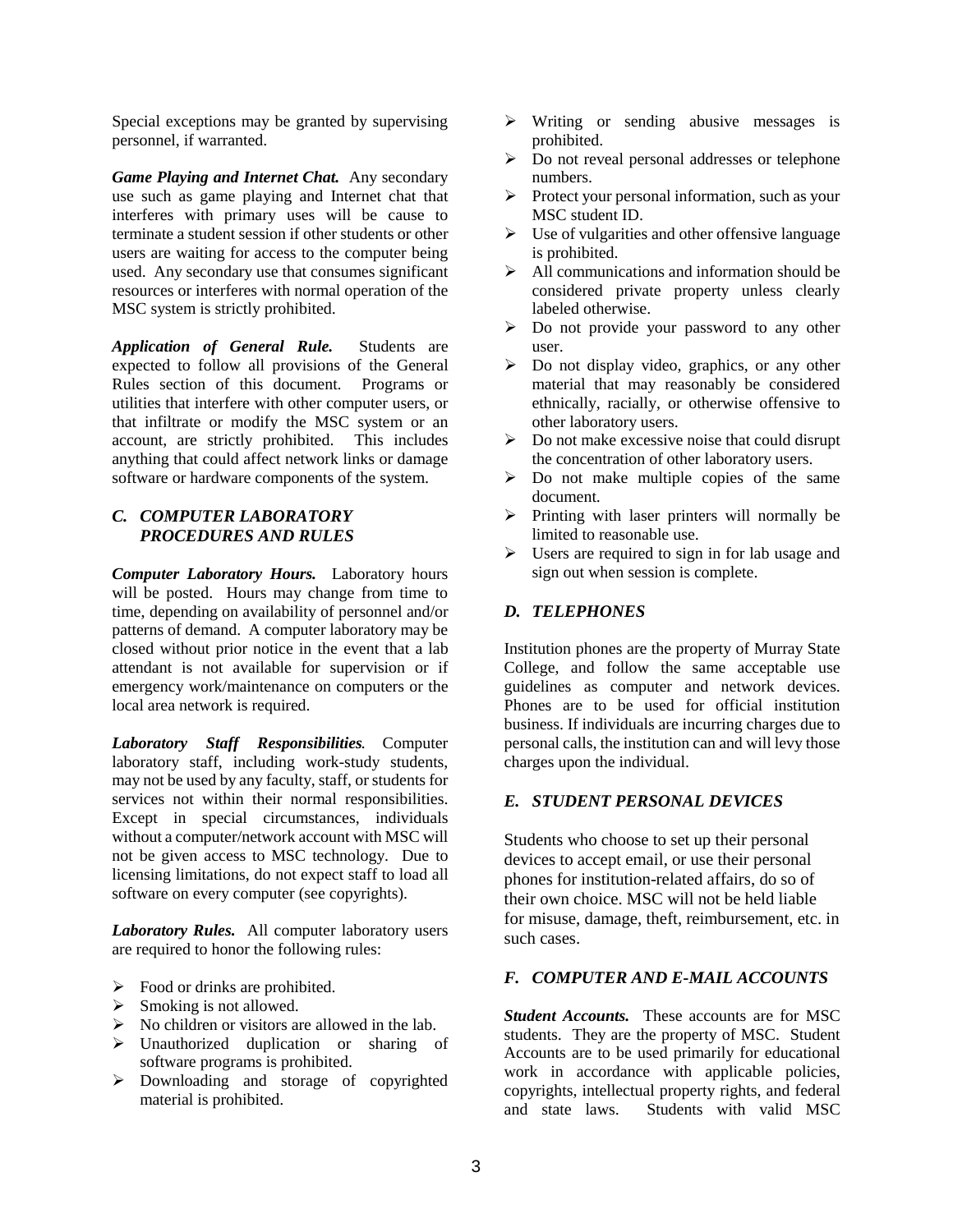Special exceptions may be granted by supervising personnel, if warranted.

***Game Playing and Internet Chat.*** Any secondary use such as game playing and Internet chat that interferes with primary uses will be cause to terminate a student session if other students or other users are waiting for access to the computer being used. Any secondary use that consumes significant resources or interferes with normal operation of the MSC system is strictly prohibited.

***Application of General Rule.*** Students are expected to follow all provisions of the General Rules section of this document. Programs or utilities that interfere with other computer users, or that infiltrate or modify the MSC system or an account, are strictly prohibited. This includes anything that could affect network links or damage software or hardware components of the system.

### *C. COMPUTER LABORATORY PROCEDURES AND RULES*

***Computer Laboratory Hours.*** Laboratory hours will be posted. Hours may change from time to time, depending on availability of personnel and/or patterns of demand. A computer laboratory may be closed without prior notice in the event that a lab attendant is not available for supervision or if emergency work/maintenance on computers or the local area network is required.

***Laboratory Staff Responsibilities.*** Computer laboratory staff, including work-study students, may not be used by any faculty, staff, or students for services not within their normal responsibilities. Except in special circumstances, individuals without a computer/network account with MSC will not be given access to MSC technology. Due to licensing limitations, do not expect staff to load all software on every computer (see copyrights).

***Laboratory Rules.*** All computer laboratory users are required to honor the following rules:

- Food or drinks are prohibited.
- Smoking is not allowed.
- No children or visitors are allowed in the lab.
- Unauthorized duplication or sharing of software programs is prohibited.
- Downloading and storage of copyrighted material is prohibited.
- Writing or sending abusive messages is prohibited.
- Do not reveal personal addresses or telephone numbers.
- Protect your personal information, such as your MSC student ID.
- Use of vulgarities and other offensive language is prohibited.
- All communications and information should be considered private property unless clearly labeled otherwise.
- Do not provide your password to any other user.
- Do not display video, graphics, or any other material that may reasonably be considered ethnically, racially, or otherwise offensive to other laboratory users.
- Do not make excessive noise that could disrupt the concentration of other laboratory users.
- Do not make multiple copies of the same document.
- Printing with laser printers will normally be limited to reasonable use.
- Users are required to sign in for lab usage and sign out when session is complete.

### *D. TELEPHONES*

Institution phones are the property of Murray State College, and follow the same acceptable use guidelines as computer and network devices. Phones are to be used for official institution business. If individuals are incurring charges due to personal calls, the institution can and will levy those charges upon the individual.

### *E. STUDENT PERSONAL DEVICES*

Students who choose to set up their personal devices to accept email, or use their personal phones for institution-related affairs, do so of their own choice. MSC will not be held liable for misuse, damage, theft, reimbursement, etc. in such cases.

### *F. COMPUTER AND E-MAIL ACCOUNTS*

***Student Accounts.*** These accounts are for MSC students. They are the property of MSC. Student Accounts are to be used primarily for educational work in accordance with applicable policies, copyrights, intellectual property rights, and federal and state laws. Students with valid MSC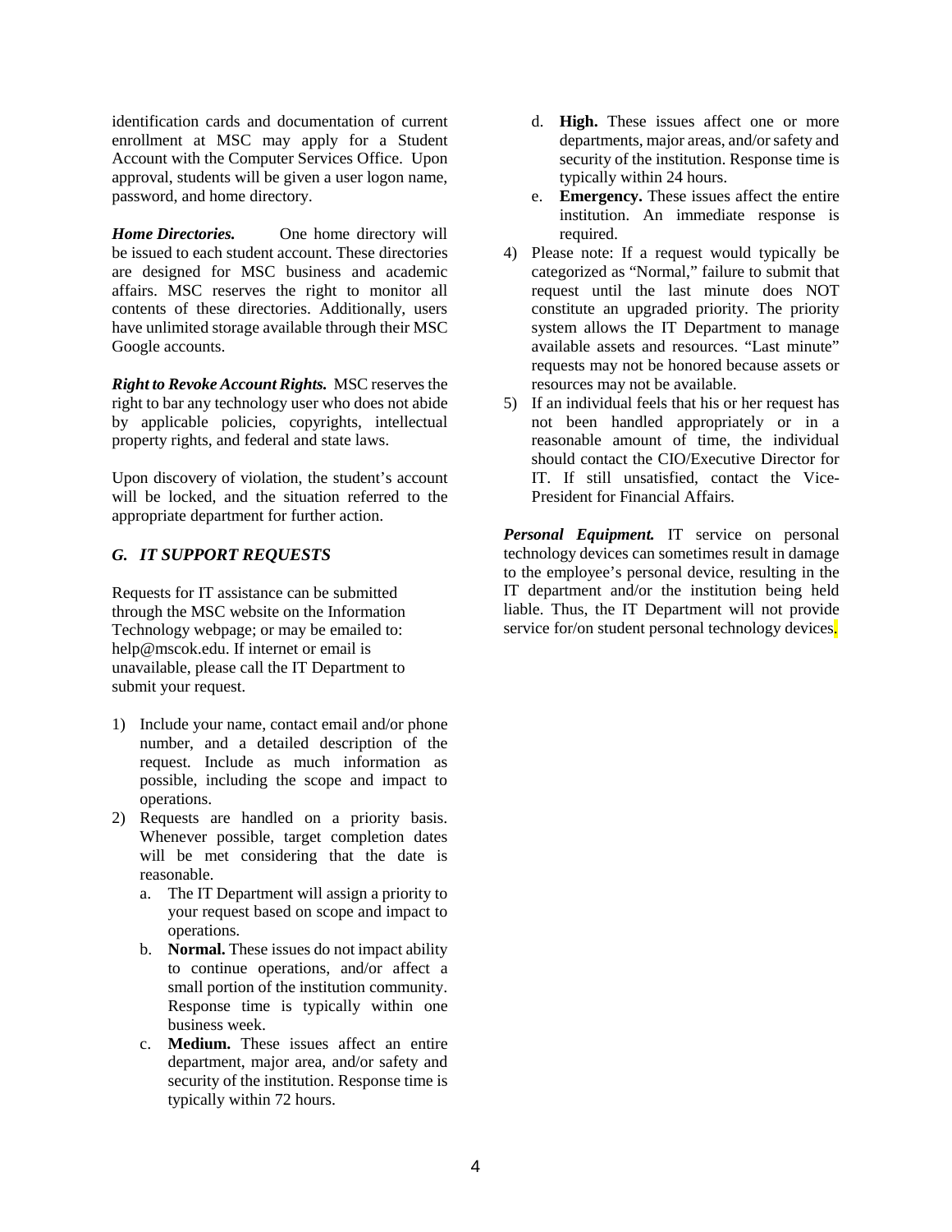identification cards and documentation of current enrollment at MSC may apply for a Student Account with the Computer Services Office. Upon approval, students will be given a user logon name, password, and home directory.

***Home Directories.*** One home directory will be issued to each student account. These directories are designed for MSC business and academic affairs. MSC reserves the right to monitor all contents of these directories. Additionally, users have unlimited storage available through their MSC Google accounts.

***Right to Revoke Account Rights.*** MSC reserves the right to bar any technology user who does not abide by applicable policies, copyrights, intellectual property rights, and federal and state laws.

Upon discovery of violation, the student's account will be locked, and the situation referred to the appropriate department for further action.

## *G. IT SUPPORT REQUESTS*

Requests for IT assistance can be submitted through the MSC website on the Information Technology webpage; or may be emailed to: help@mscok.edu. If internet or email is unavailable, please call the IT Department to submit your request.

1) Include your name, contact email and/or phone number, and a detailed description of the request. Include as much information as possible, including the scope and impact to operations.
2) Requests are handled on a priority basis. Whenever possible, target completion dates will be met considering that the date is reasonable.
   a. The IT Department will assign a priority to your request based on scope and impact to operations.
   b. **Normal.** These issues do not impact ability to continue operations, and/or affect a small portion of the institution community. Response time is typically within one business week.
   c. **Medium.** These issues affect an entire department, major area, and/or safety and security of the institution. Response time is typically within 72 hours.
   d. **High.** These issues affect one or more departments, major areas, and/or safety and security of the institution. Response time is typically within 24 hours.
   e. **Emergency.** These issues affect the entire institution. An immediate response is required.
4) Please note: If a request would typically be categorized as "Normal," failure to submit that request until the last minute does NOT constitute an upgraded priority. The priority system allows the IT Department to manage available assets and resources. "Last minute" requests may not be honored because assets or resources may not be available.
5) If an individual feels that his or her request has not been handled appropriately or in a reasonable amount of time, the individual should contact the CIO/Executive Director for IT. If still unsatisfied, contact the Vice-President for Financial Affairs.

***Personal Equipment.*** IT service on personal technology devices can sometimes result in damage to the employee's personal device, resulting in the IT department and/or the institution being held liable. Thus, the IT Department will not provide service for/on student personal technology devices.